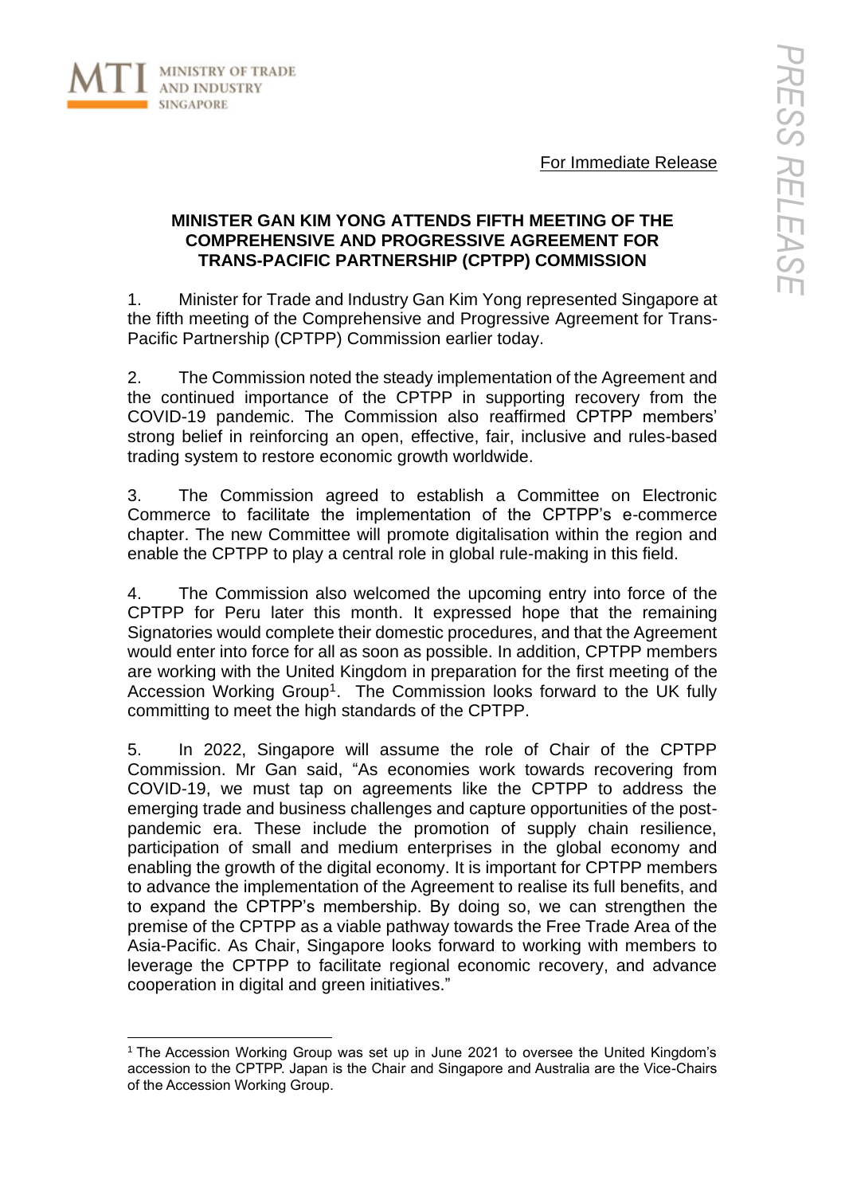MINISTRY OF TRADE AND INDUSTRY SINGAPORE

For Immediate Release

# MINISTER GAN KIM YONG ATTENDS FIFTH MEETING OF THE COMPREHENSIVE AND PROGRESSIVE AGREEMENT FOR TRANS-PACIFIC PARTNERSHIP (CPTPP) COMMISSION

1. Minister for Trade and Industry Gan Kim Yong represented Singapore at the fifth meeting of the Comprehensive and Progressive Agreement for Trans-Pacific Partnership (CPTPP) Commission earlier today.

2. The Commission noted the steady implementation of the Agreement and the continued importance of the CPTPP in supporting recovery from the COVID-19 pandemic. The Commission also reaffirmed CPTPP members' strong belief in reinforcing an open, effective, fair, inclusive and rules-based trading system to restore economic growth worldwide.

3. The Commission agreed to establish a Committee on Electronic Commerce to facilitate the implementation of the CPTPP's e-commerce chapter. The new Committee will promote digitalisation within the region and enable the CPTPP to play a central role in global rule-making in this field.

4. The Commission also welcomed the upcoming entry into force of the CPTPP for Peru later this month. It expressed hope that the remaining Signatories would complete their domestic procedures, and that the Agreement would enter into force for all as soon as possible. In addition, CPTPP members are working with the United Kingdom in preparation for the first meeting of the Accession Working Group[1]. The Commission looks forward to the UK fully committing to meet the high standards of the CPTPP.

5. In 2022, Singapore will assume the role of Chair of the CPTPP Commission. Mr Gan said, "As economies work towards recovering from COVID-19, we must tap on agreements like the CPTPP to address the emerging trade and business challenges and capture opportunities of the post-pandemic era. These include the promotion of supply chain resilience, participation of small and medium enterprises in the global economy and enabling the growth of the digital economy. It is important for CPTPP members to advance the implementation of the Agreement to realise its full benefits, and to expand the CPTPP's membership. By doing so, we can strengthen the premise of the CPTPP as a viable pathway towards the Free Trade Area of the Asia-Pacific. As Chair, Singapore looks forward to working with members to leverage the CPTPP to facilitate regional economic recovery, and advance cooperation in digital and green initiatives."

---

[1] The Accession Working Group was set up in June 2021 to oversee the United Kingdom's accession to the CPTPP. Japan is the Chair and Singapore and Australia are the Vice-Chairs of the Accession Working Group.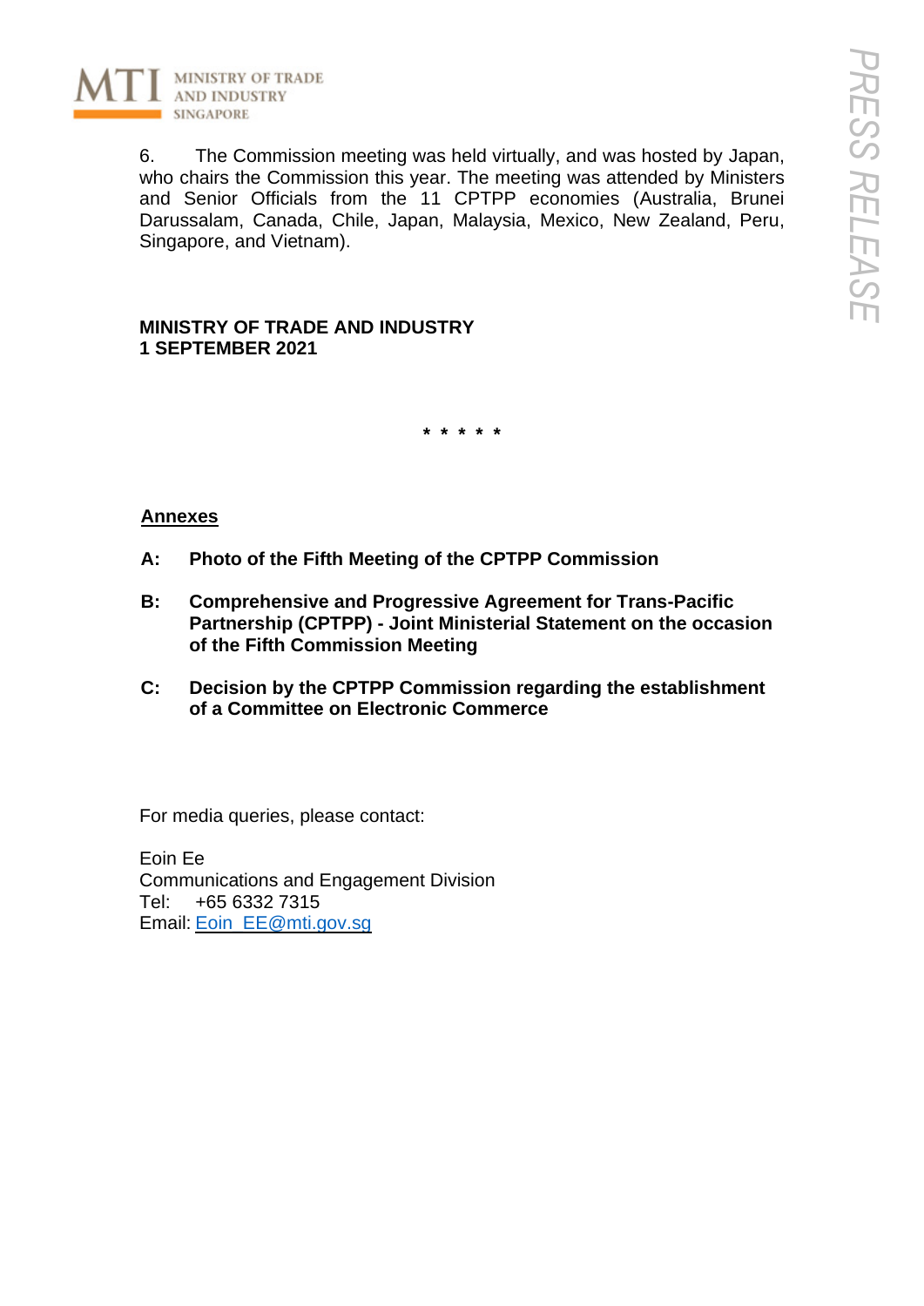6. The Commission meeting was held virtually, and was hosted by Japan, who chairs the Commission this year. The meeting was attended by Ministers and Senior Officials from the 11 CPTPP economies (Australia, Brunei Darussalam, Canada, Chile, Japan, Malaysia, Mexico, New Zealand, Peru, Singapore, and Vietnam).

**MINISTRY OF TRADE AND INDUSTRY**
**1 SEPTEMBER 2021**

\* \* \* \* \*

**Annexes**

**A: Photo of the Fifth Meeting of the CPTPP Commission**

**B: Comprehensive and Progressive Agreement for Trans-Pacific Partnership (CPTPP) - Joint Ministerial Statement on the occasion of the Fifth Commission Meeting**

**C: Decision by the CPTPP Commission regarding the establishment of a Committee on Electronic Commerce**

For media queries, please contact:

Eoin Ee
Communications and Engagement Division
Tel: +65 6332 7315
Email: Eoin_EE@mti.gov.sg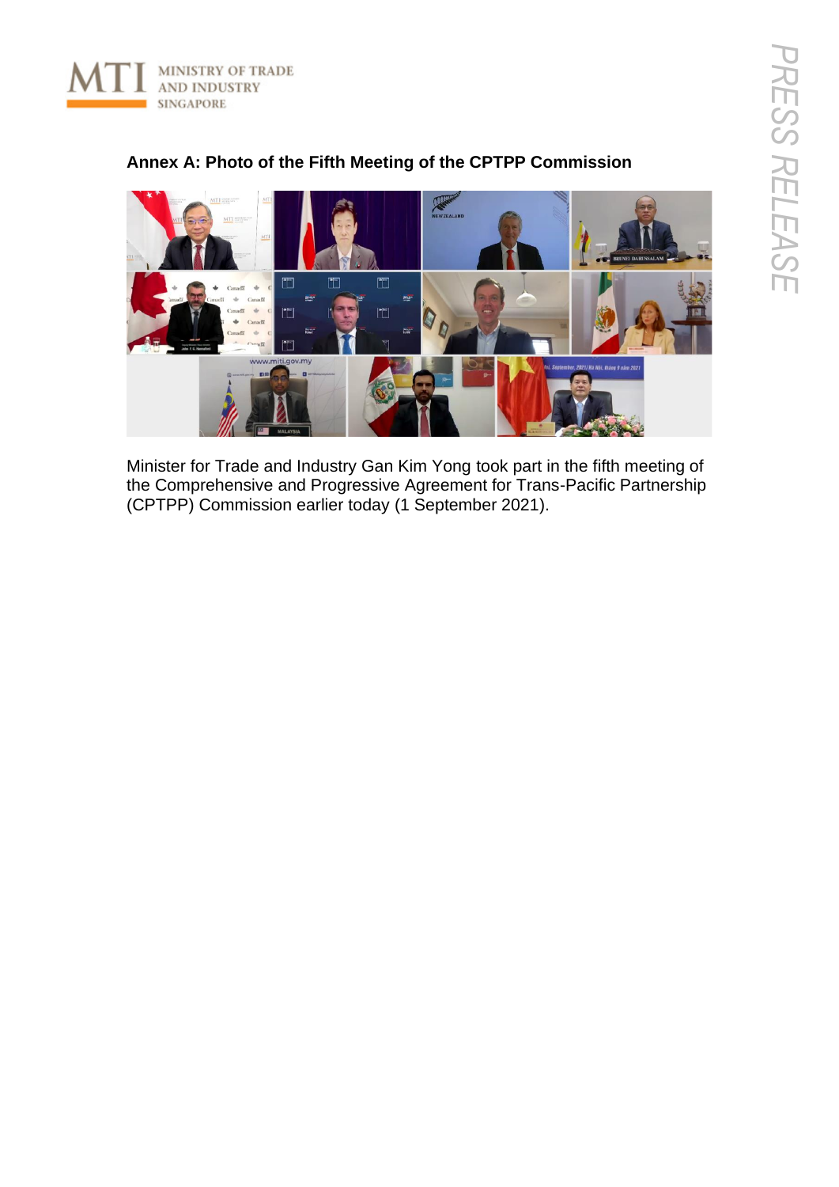## Annex A: Photo of the Fifth Meeting of the CPTPP Commission

Minister for Trade and Industry Gan Kim Yong took part in the fifth meeting of the Comprehensive and Progressive Agreement for Trans-Pacific Partnership (CPTPP) Commission earlier today (1 September 2021).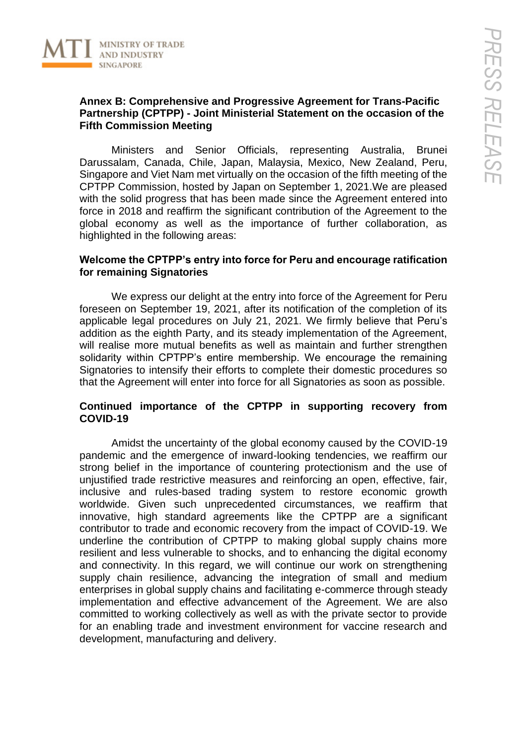## Annex B: Comprehensive and Progressive Agreement for Trans-Pacific Partnership (CPTPP) - Joint Ministerial Statement on the occasion of the Fifth Commission Meeting

Ministers and Senior Officials, representing Australia, Brunei Darussalam, Canada, Chile, Japan, Malaysia, Mexico, New Zealand, Peru, Singapore and Viet Nam met virtually on the occasion of the fifth meeting of the CPTPP Commission, hosted by Japan on September 1, 2021.We are pleased with the solid progress that has been made since the Agreement entered into force in 2018 and reaffirm the significant contribution of the Agreement to the global economy as well as the importance of further collaboration, as highlighted in the following areas:

### Welcome the CPTPP's entry into force for Peru and encourage ratification for remaining Signatories

We express our delight at the entry into force of the Agreement for Peru foreseen on September 19, 2021, after its notification of the completion of its applicable legal procedures on July 21, 2021. We firmly believe that Peru's addition as the eighth Party, and its steady implementation of the Agreement, will realise more mutual benefits as well as maintain and further strengthen solidarity within CPTPP's entire membership. We encourage the remaining Signatories to intensify their efforts to complete their domestic procedures so that the Agreement will enter into force for all Signatories as soon as possible.

### Continued importance of the CPTPP in supporting recovery from COVID-19

Amidst the uncertainty of the global economy caused by the COVID-19 pandemic and the emergence of inward-looking tendencies, we reaffirm our strong belief in the importance of countering protectionism and the use of unjustified trade restrictive measures and reinforcing an open, effective, fair, inclusive and rules-based trading system to restore economic growth worldwide. Given such unprecedented circumstances, we reaffirm that innovative, high standard agreements like the CPTPP are a significant contributor to trade and economic recovery from the impact of COVID-19. We underline the contribution of CPTPP to making global supply chains more resilient and less vulnerable to shocks, and to enhancing the digital economy and connectivity. In this regard, we will continue our work on strengthening supply chain resilience, advancing the integration of small and medium enterprises in global supply chains and facilitating e-commerce through steady implementation and effective advancement of the Agreement. We are also committed to working collectively as well as with the private sector to provide for an enabling trade and investment environment for vaccine research and development, manufacturing and delivery.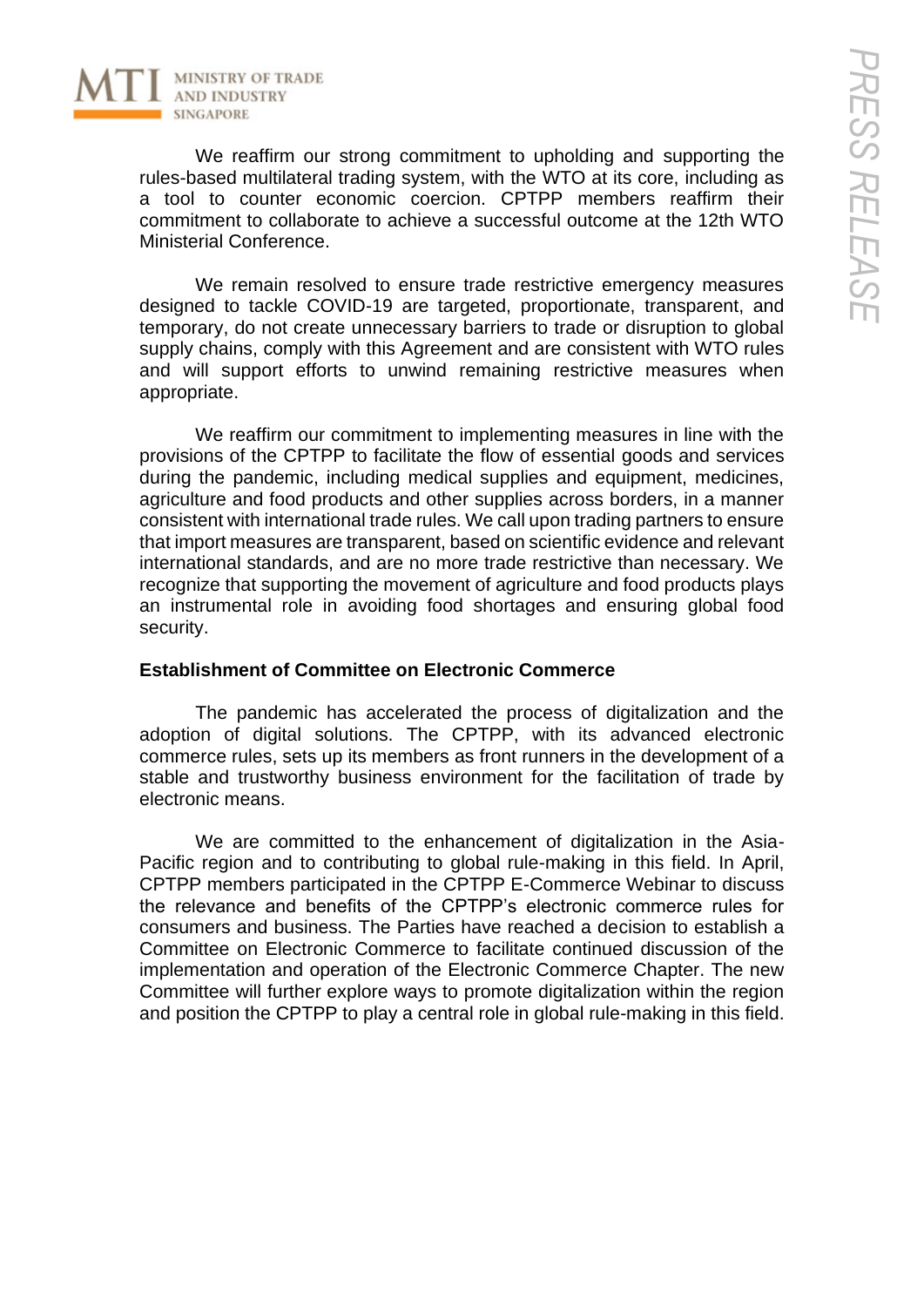We reaffirm our strong commitment to upholding and supporting the rules-based multilateral trading system, with the WTO at its core, including as a tool to counter economic coercion. CPTPP members reaffirm their commitment to collaborate to achieve a successful outcome at the 12th WTO Ministerial Conference.

We remain resolved to ensure trade restrictive emergency measures designed to tackle COVID-19 are targeted, proportionate, transparent, and temporary, do not create unnecessary barriers to trade or disruption to global supply chains, comply with this Agreement and are consistent with WTO rules and will support efforts to unwind remaining restrictive measures when appropriate.

We reaffirm our commitment to implementing measures in line with the provisions of the CPTPP to facilitate the flow of essential goods and services during the pandemic, including medical supplies and equipment, medicines, agriculture and food products and other supplies across borders, in a manner consistent with international trade rules. We call upon trading partners to ensure that import measures are transparent, based on scientific evidence and relevant international standards, and are no more trade restrictive than necessary. We recognize that supporting the movement of agriculture and food products plays an instrumental role in avoiding food shortages and ensuring global food security.

**Establishment of Committee on Electronic Commerce**

The pandemic has accelerated the process of digitalization and the adoption of digital solutions. The CPTPP, with its advanced electronic commerce rules, sets up its members as front runners in the development of a stable and trustworthy business environment for the facilitation of trade by electronic means.

We are committed to the enhancement of digitalization in the Asia-Pacific region and to contributing to global rule-making in this field. In April, CPTPP members participated in the CPTPP E-Commerce Webinar to discuss the relevance and benefits of the CPTPP's electronic commerce rules for consumers and business. The Parties have reached a decision to establish a Committee on Electronic Commerce to facilitate continued discussion of the implementation and operation of the Electronic Commerce Chapter. The new Committee will further explore ways to promote digitalization within the region and position the CPTPP to play a central role in global rule-making in this field.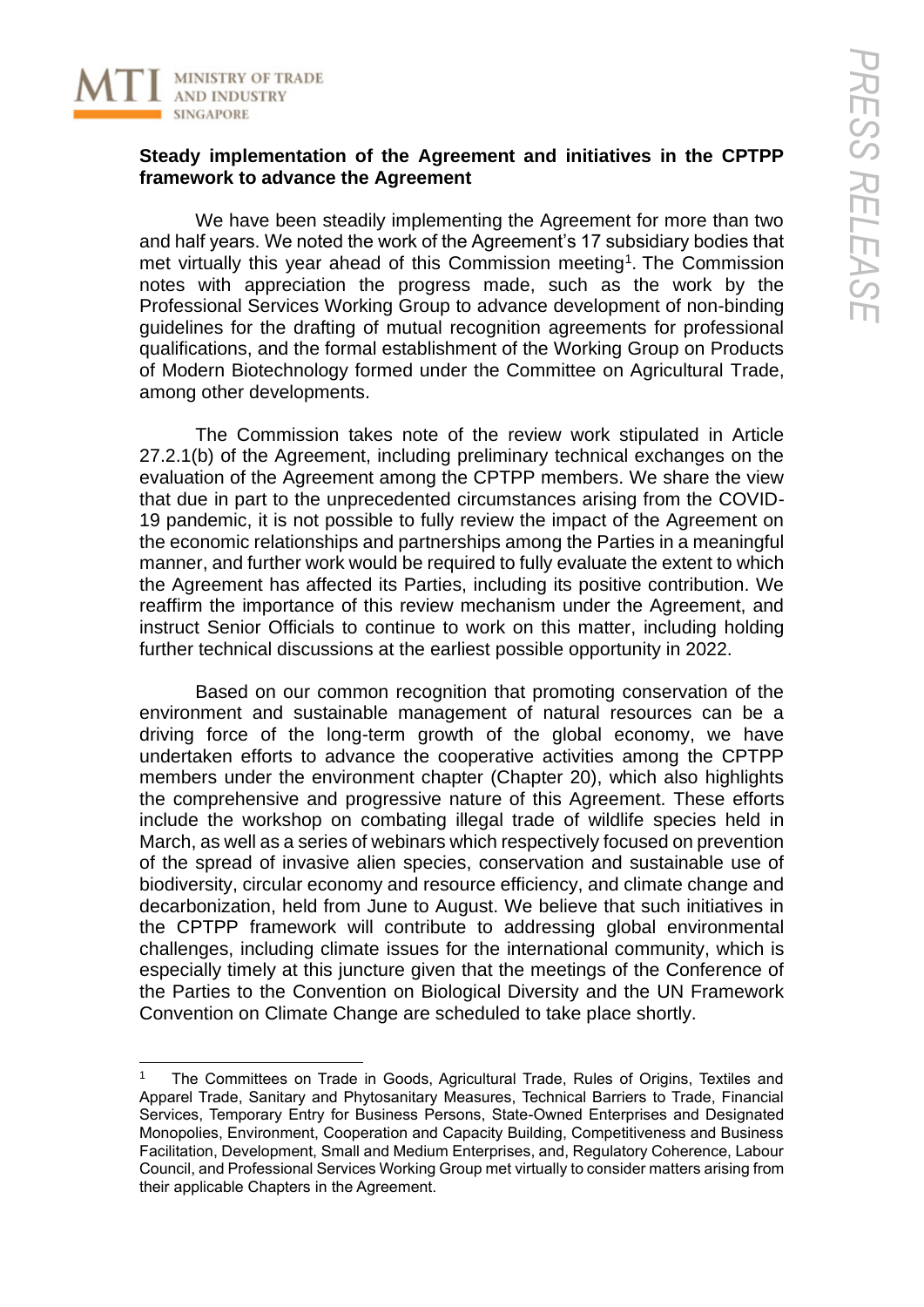**Steady implementation of the Agreement and initiatives in the CPTPP framework to advance the Agreement**

We have been steadily implementing the Agreement for more than two and half years. We noted the work of the Agreement's 17 subsidiary bodies that met virtually this year ahead of this Commission meeting[1]. The Commission notes with appreciation the progress made, such as the work by the Professional Services Working Group to advance development of non-binding guidelines for the drafting of mutual recognition agreements for professional qualifications, and the formal establishment of the Working Group on Products of Modern Biotechnology formed under the Committee on Agricultural Trade, among other developments.

The Commission takes note of the review work stipulated in Article 27.2.1(b) of the Agreement, including preliminary technical exchanges on the evaluation of the Agreement among the CPTPP members. We share the view that due in part to the unprecedented circumstances arising from the COVID-19 pandemic, it is not possible to fully review the impact of the Agreement on the economic relationships and partnerships among the Parties in a meaningful manner, and further work would be required to fully evaluate the extent to which the Agreement has affected its Parties, including its positive contribution. We reaffirm the importance of this review mechanism under the Agreement, and instruct Senior Officials to continue to work on this matter, including holding further technical discussions at the earliest possible opportunity in 2022.

Based on our common recognition that promoting conservation of the environment and sustainable management of natural resources can be a driving force of the long-term growth of the global economy, we have undertaken efforts to advance the cooperative activities among the CPTPP members under the environment chapter (Chapter 20), which also highlights the comprehensive and progressive nature of this Agreement. These efforts include the workshop on combating illegal trade of wildlife species held in March, as well as a series of webinars which respectively focused on prevention of the spread of invasive alien species, conservation and sustainable use of biodiversity, circular economy and resource efficiency, and climate change and decarbonization, held from June to August. We believe that such initiatives in the CPTPP framework will contribute to addressing global environmental challenges, including climate issues for the international community, which is especially timely at this juncture given that the meetings of the Conference of the Parties to the Convention on Biological Diversity and the UN Framework Convention on Climate Change are scheduled to take place shortly.

---

[1] The Committees on Trade in Goods, Agricultural Trade, Rules of Origins, Textiles and Apparel Trade, Sanitary and Phytosanitary Measures, Technical Barriers to Trade, Financial Services, Temporary Entry for Business Persons, State-Owned Enterprises and Designated Monopolies, Environment, Cooperation and Capacity Building, Competitiveness and Business Facilitation, Development, Small and Medium Enterprises, and, Regulatory Coherence, Labour Council, and Professional Services Working Group met virtually to consider matters arising from their applicable Chapters in the Agreement.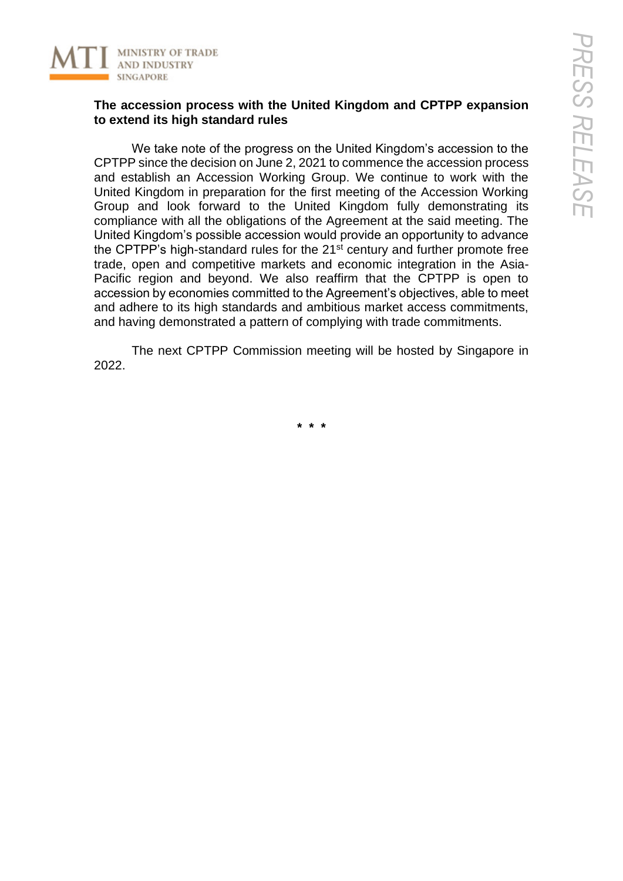**The accession process with the United Kingdom and CPTPP expansion to extend its high standard rules**

We take note of the progress on the United Kingdom's accession to the CPTPP since the decision on June 2, 2021 to commence the accession process and establish an Accession Working Group. We continue to work with the United Kingdom in preparation for the first meeting of the Accession Working Group and look forward to the United Kingdom fully demonstrating its compliance with all the obligations of the Agreement at the said meeting. The United Kingdom's possible accession would provide an opportunity to advance the CPTPP's high-standard rules for the 21st century and further promote free trade, open and competitive markets and economic integration in the Asia-Pacific region and beyond. We also reaffirm that the CPTPP is open to accession by economies committed to the Agreement's objectives, able to meet and adhere to its high standards and ambitious market access commitments, and having demonstrated a pattern of complying with trade commitments.

The next CPTPP Commission meeting will be hosted by Singapore in 2022.

\* \* \*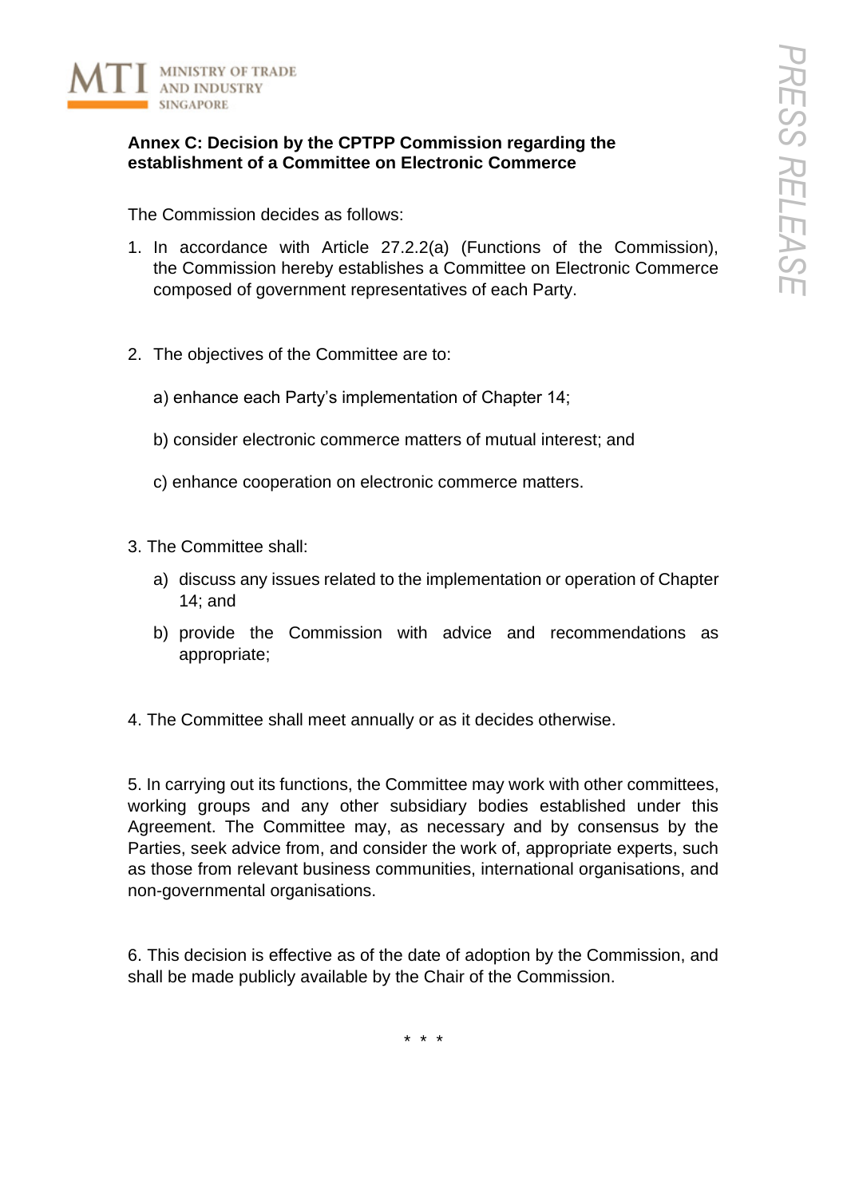**Annex C: Decision by the CPTPP Commission regarding the establishment of a Committee on Electronic Commerce**

The Commission decides as follows:

1. In accordance with Article 27.2.2(a) (Functions of the Commission), the Commission hereby establishes a Committee on Electronic Commerce composed of government representatives of each Party.

2. The objectives of the Committee are to:

   a) enhance each Party's implementation of Chapter 14;

   b) consider electronic commerce matters of mutual interest; and

   c) enhance cooperation on electronic commerce matters.

3. The Committee shall:

   a) discuss any issues related to the implementation or operation of Chapter 14; and

   b) provide the Commission with advice and recommendations as appropriate;

4. The Committee shall meet annually or as it decides otherwise.

5. In carrying out its functions, the Committee may work with other committees, working groups and any other subsidiary bodies established under this Agreement. The Committee may, as necessary and by consensus by the Parties, seek advice from, and consider the work of, appropriate experts, such as those from relevant business communities, international organisations, and non-governmental organisations.

6. This decision is effective as of the date of adoption by the Commission, and shall be made publicly available by the Chair of the Commission.

\* \* \*